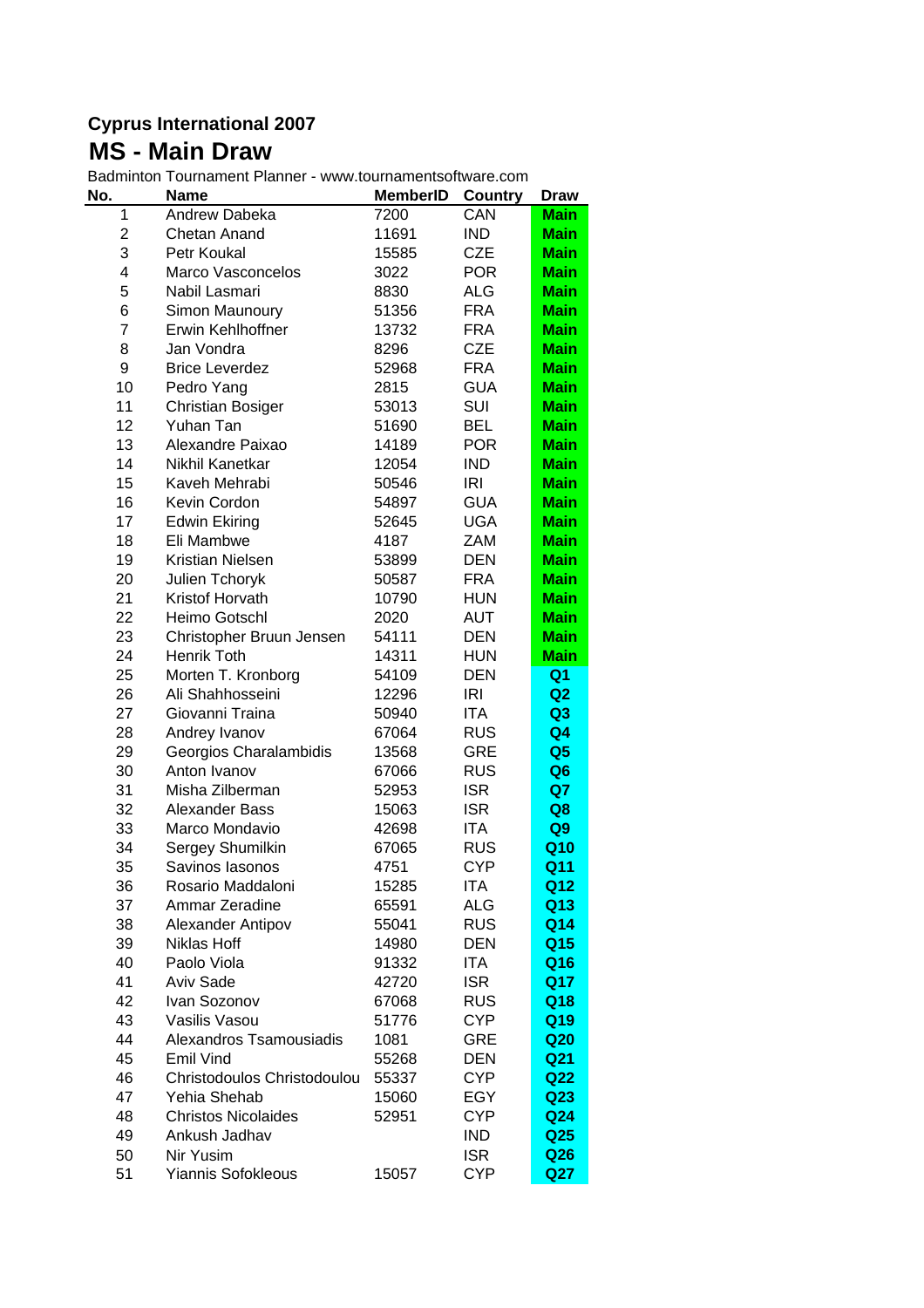# Cyprus International 2007

## MS - Main Draw

Badminton Tournament Planner - www.tournamentsoftware.com

| No. | Name | MemberID | Country | Draw |
|---|---|---|---|---|
| 1 | Andrew Dabeka | 7200 | CAN | Main |
| 2 | Chetan Anand | 11691 | IND | Main |
| 3 | Petr Koukal | 15585 | CZE | Main |
| 4 | Marco Vasconcelos | 3022 | POR | Main |
| 5 | Nabil Lasmari | 8830 | ALG | Main |
| 6 | Simon Maunoury | 51356 | FRA | Main |
| 7 | Erwin Kehlhoffner | 13732 | FRA | Main |
| 8 | Jan Vondra | 8296 | CZE | Main |
| 9 | Brice Leverdez | 52968 | FRA | Main |
| 10 | Pedro Yang | 2815 | GUA | Main |
| 11 | Christian Bosiger | 53013 | SUI | Main |
| 12 | Yuhan Tan | 51690 | BEL | Main |
| 13 | Alexandre Paixao | 14189 | POR | Main |
| 14 | Nikhil Kanetkar | 12054 | IND | Main |
| 15 | Kaveh Mehrabi | 50546 | IRI | Main |
| 16 | Kevin Cordon | 54897 | GUA | Main |
| 17 | Edwin Ekiring | 52645 | UGA | Main |
| 18 | Eli Mambwe | 4187 | ZAM | Main |
| 19 | Kristian Nielsen | 53899 | DEN | Main |
| 20 | Julien Tchoryk | 50587 | FRA | Main |
| 21 | Kristof Horvath | 10790 | HUN | Main |
| 22 | Heimo Gotschl | 2020 | AUT | Main |
| 23 | Christopher Bruun Jensen | 54111 | DEN | Main |
| 24 | Henrik Toth | 14311 | HUN | Main |
| 25 | Morten T. Kronborg | 54109 | DEN | Q1 |
| 26 | Ali Shahhosseini | 12296 | IRI | Q2 |
| 27 | Giovanni Traina | 50940 | ITA | Q3 |
| 28 | Andrey Ivanov | 67064 | RUS | Q4 |
| 29 | Georgios Charalambidis | 13568 | GRE | Q5 |
| 30 | Anton Ivanov | 67066 | RUS | Q6 |
| 31 | Misha Zilberman | 52953 | ISR | Q7 |
| 32 | Alexander Bass | 15063 | ISR | Q8 |
| 33 | Marco Mondavio | 42698 | ITA | Q9 |
| 34 | Sergey Shumilkin | 67065 | RUS | Q10 |
| 35 | Savinos Iasonos | 4751 | CYP | Q11 |
| 36 | Rosario Maddaloni | 15285 | ITA | Q12 |
| 37 | Ammar Zeradine | 65591 | ALG | Q13 |
| 38 | Alexander Antipov | 55041 | RUS | Q14 |
| 39 | Niklas Hoff | 14980 | DEN | Q15 |
| 40 | Paolo Viola | 91332 | ITA | Q16 |
| 41 | Aviv Sade | 42720 | ISR | Q17 |
| 42 | Ivan Sozonov | 67068 | RUS | Q18 |
| 43 | Vasilis Vasou | 51776 | CYP | Q19 |
| 44 | Alexandros Tsamousiadis | 1081 | GRE | Q20 |
| 45 | Emil Vind | 55268 | DEN | Q21 |
| 46 | Christodoulos Christodoulou | 55337 | CYP | Q22 |
| 47 | Yehia Shehab | 15060 | EGY | Q23 |
| 48 | Christos Nicolaides | 52951 | CYP | Q24 |
| 49 | Ankush Jadhav | | IND | Q25 |
| 50 | Nir Yusim | | ISR | Q26 |
| 51 | Yiannis Sofokleous | 15057 | CYP | Q27 |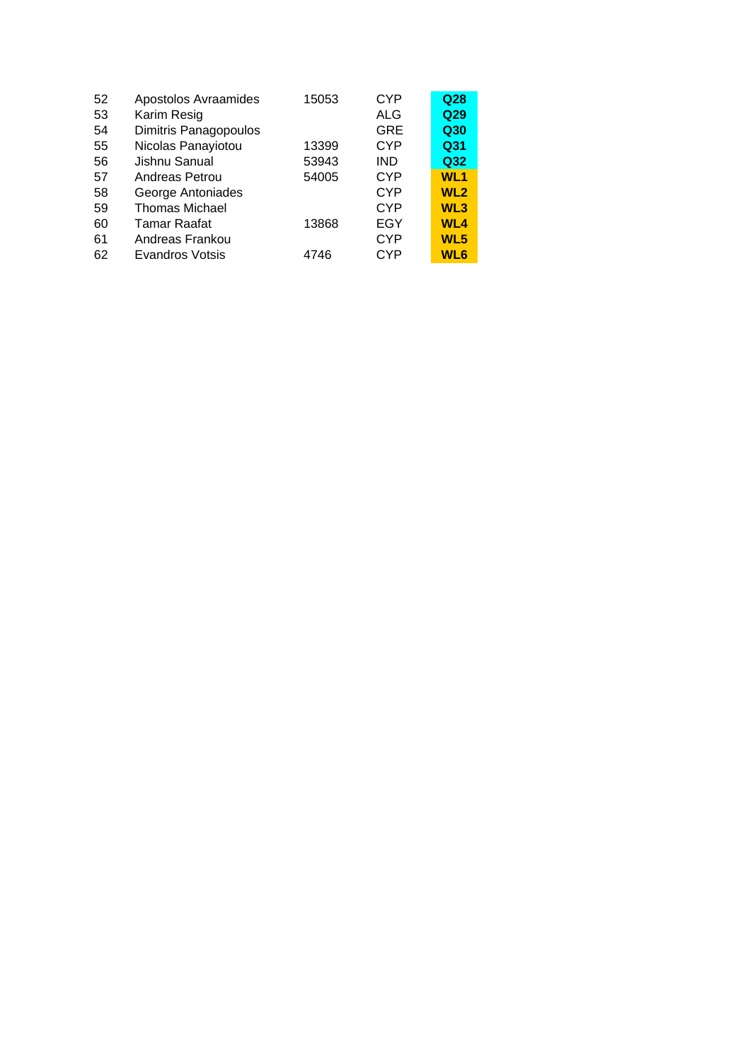| | | | | |
|---|---|---|---|---|
| 52 | Apostolos Avraamides | 15053 | CYP | **Q28** |
| 53 | Karim Resig | | ALG | **Q29** |
| 54 | Dimitris Panagopoulos | | GRE | **Q30** |
| 55 | Nicolas Panayiotou | 13399 | CYP | **Q31** |
| 56 | Jishnu Sanual | 53943 | IND | **Q32** |
| 57 | Andreas Petrou | 54005 | CYP | **WL1** |
| 58 | George Antoniades | | CYP | **WL2** |
| 59 | Thomas Michael | | CYP | **WL3** |
| 60 | Tamar Raafat | 13868 | EGY | **WL4** |
| 61 | Andreas Frankou | | CYP | **WL5** |
| 62 | Evandros Votsis | 4746 | CYP | **WL6** |